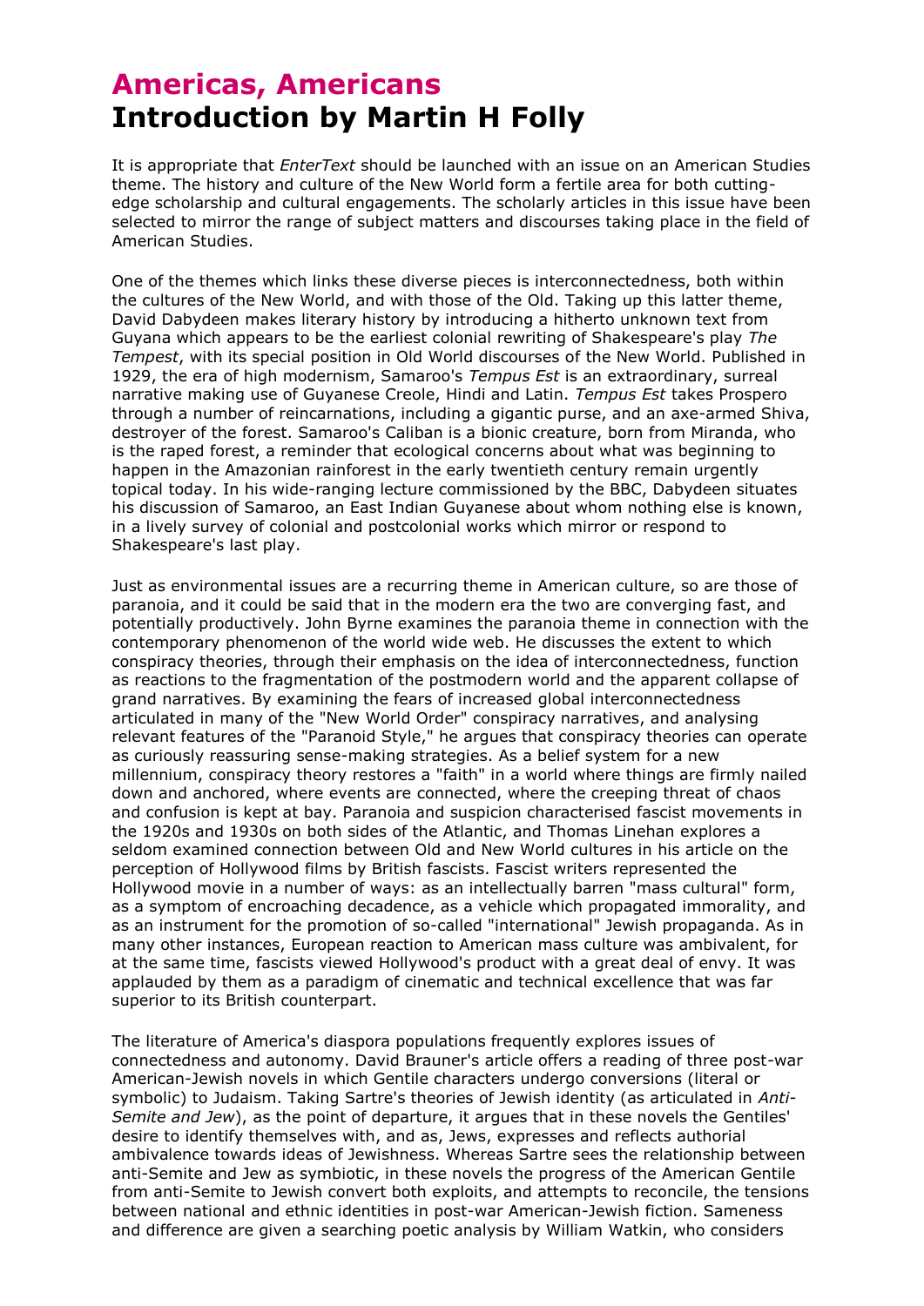# Americas, Americans
# Introduction by Martin H Folly

It is appropriate that *EnterText* should be launched with an issue on an American Studies theme. The history and culture of the New World form a fertile area for both cutting-edge scholarship and cultural engagements. The scholarly articles in this issue have been selected to mirror the range of subject matters and discourses taking place in the field of American Studies.

One of the themes which links these diverse pieces is interconnectedness, both within the cultures of the New World, and with those of the Old. Taking up this latter theme, David Dabydeen makes literary history by introducing a hitherto unknown text from Guyana which appears to be the earliest colonial rewriting of Shakespeare's play *The Tempest*, with its special position in Old World discourses of the New World. Published in 1929, the era of high modernism, Samaroo's *Tempus Est* is an extraordinary, surreal narrative making use of Guyanese Creole, Hindi and Latin. *Tempus Est* takes Prospero through a number of reincarnations, including a gigantic purse, and an axe-armed Shiva, destroyer of the forest. Samaroo's Caliban is a bionic creature, born from Miranda, who is the raped forest, a reminder that ecological concerns about what was beginning to happen in the Amazonian rainforest in the early twentieth century remain urgently topical today. In his wide-ranging lecture commissioned by the BBC, Dabydeen situates his discussion of Samaroo, an East Indian Guyanese about whom nothing else is known, in a lively survey of colonial and postcolonial works which mirror or respond to Shakespeare's last play.

Just as environmental issues are a recurring theme in American culture, so are those of paranoia, and it could be said that in the modern era the two are converging fast, and potentially productively. John Byrne examines the paranoia theme in connection with the contemporary phenomenon of the world wide web. He discusses the extent to which conspiracy theories, through their emphasis on the idea of interconnectedness, function as reactions to the fragmentation of the postmodern world and the apparent collapse of grand narratives. By examining the fears of increased global interconnectedness articulated in many of the "New World Order" conspiracy narratives, and analysing relevant features of the "Paranoid Style," he argues that conspiracy theories can operate as curiously reassuring sense-making strategies. As a belief system for a new millennium, conspiracy theory restores a "faith" in a world where things are firmly nailed down and anchored, where events are connected, where the creeping threat of chaos and confusion is kept at bay. Paranoia and suspicion characterised fascist movements in the 1920s and 1930s on both sides of the Atlantic, and Thomas Linehan explores a seldom examined connection between Old and New World cultures in his article on the perception of Hollywood films by British fascists. Fascist writers represented the Hollywood movie in a number of ways: as an intellectually barren "mass cultural" form, as a symptom of encroaching decadence, as a vehicle which propagated immorality, and as an instrument for the promotion of so-called "international" Jewish propaganda. As in many other instances, European reaction to American mass culture was ambivalent, for at the same time, fascists viewed Hollywood's product with a great deal of envy. It was applauded by them as a paradigm of cinematic and technical excellence that was far superior to its British counterpart.

The literature of America's diaspora populations frequently explores issues of connectedness and autonomy. David Brauner's article offers a reading of three post-war American-Jewish novels in which Gentile characters undergo conversions (literal or symbolic) to Judaism. Taking Sartre's theories of Jewish identity (as articulated in *Anti-Semite and Jew*), as the point of departure, it argues that in these novels the Gentiles' desire to identify themselves with, and as, Jews, expresses and reflects authorial ambivalence towards ideas of Jewishness. Whereas Sartre sees the relationship between anti-Semite and Jew as symbiotic, in these novels the progress of the American Gentile from anti-Semite to Jewish convert both exploits, and attempts to reconcile, the tensions between national and ethnic identities in post-war American-Jewish fiction. Sameness and difference are given a searching poetic analysis by William Watkin, who considers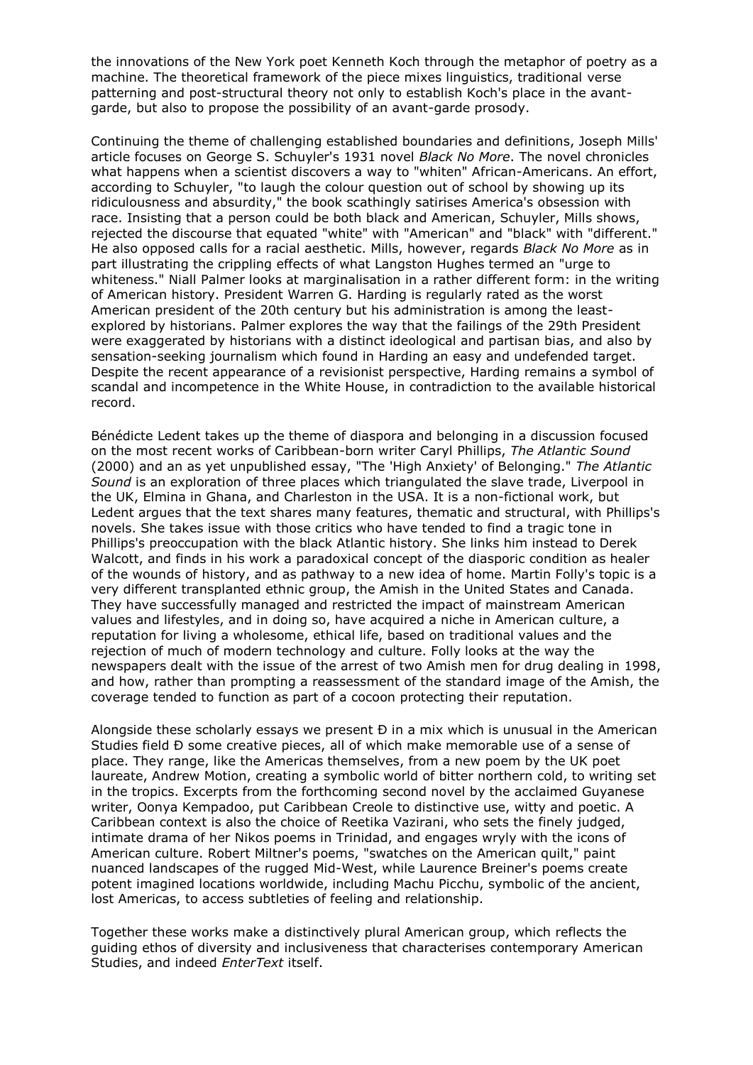the innovations of the New York poet Kenneth Koch through the metaphor of poetry as a machine. The theoretical framework of the piece mixes linguistics, traditional verse patterning and post-structural theory not only to establish Koch's place in the avant-garde, but also to propose the possibility of an avant-garde prosody.

Continuing the theme of challenging established boundaries and definitions, Joseph Mills' article focuses on George S. Schuyler's 1931 novel *Black No More*. The novel chronicles what happens when a scientist discovers a way to "whiten" African-Americans. An effort, according to Schuyler, "to laugh the colour question out of school by showing up its ridiculousness and absurdity," the book scathingly satirises America's obsession with race. Insisting that a person could be both black and American, Schuyler, Mills shows, rejected the discourse that equated "white" with "American" and "black" with "different." He also opposed calls for a racial aesthetic. Mills, however, regards *Black No More* as in part illustrating the crippling effects of what Langston Hughes termed an "urge to whiteness." Niall Palmer looks at marginalisation in a rather different form: in the writing of American history. President Warren G. Harding is regularly rated as the worst American president of the 20th century but his administration is among the least-explored by historians. Palmer explores the way that the failings of the 29th President were exaggerated by historians with a distinct ideological and partisan bias, and also by sensation-seeking journalism which found in Harding an easy and undefended target. Despite the recent appearance of a revisionist perspective, Harding remains a symbol of scandal and incompetence in the White House, in contradiction to the available historical record.

Bénédicte Ledent takes up the theme of diaspora and belonging in a discussion focused on the most recent works of Caribbean-born writer Caryl Phillips, *The Atlantic Sound* (2000) and an as yet unpublished essay, "The 'High Anxiety' of Belonging." *The Atlantic Sound* is an exploration of three places which triangulated the slave trade, Liverpool in the UK, Elmina in Ghana, and Charleston in the USA. It is a non-fictional work, but Ledent argues that the text shares many features, thematic and structural, with Phillips's novels. She takes issue with those critics who have tended to find a tragic tone in Phillips's preoccupation with the black Atlantic history. She links him instead to Derek Walcott, and finds in his work a paradoxical concept of the diasporic condition as healer of the wounds of history, and as pathway to a new idea of home. Martin Folly's topic is a very different transplanted ethnic group, the Amish in the United States and Canada. They have successfully managed and restricted the impact of mainstream American values and lifestyles, and in doing so, have acquired a niche in American culture, a reputation for living a wholesome, ethical life, based on traditional values and the rejection of much of modern technology and culture. Folly looks at the way the newspapers dealt with the issue of the arrest of two Amish men for drug dealing in 1998, and how, rather than prompting a reassessment of the standard image of the Amish, the coverage tended to function as part of a cocoon protecting their reputation.

Alongside these scholarly essays we present Ð in a mix which is unusual in the American Studies field Ð some creative pieces, all of which make memorable use of a sense of place. They range, like the Americas themselves, from a new poem by the UK poet laureate, Andrew Motion, creating a symbolic world of bitter northern cold, to writing set in the tropics. Excerpts from the forthcoming second novel by the acclaimed Guyanese writer, Oonya Kempadoo, put Caribbean Creole to distinctive use, witty and poetic. A Caribbean context is also the choice of Reetika Vazirani, who sets the finely judged, intimate drama of her Nikos poems in Trinidad, and engages wryly with the icons of American culture. Robert Miltner's poems, "swatches on the American quilt," paint nuanced landscapes of the rugged Mid-West, while Laurence Breiner's poems create potent imagined locations worldwide, including Machu Picchu, symbolic of the ancient, lost Americas, to access subtleties of feeling and relationship.

Together these works make a distinctively plural American group, which reflects the guiding ethos of diversity and inclusiveness that characterises contemporary American Studies, and indeed *EnterText* itself.